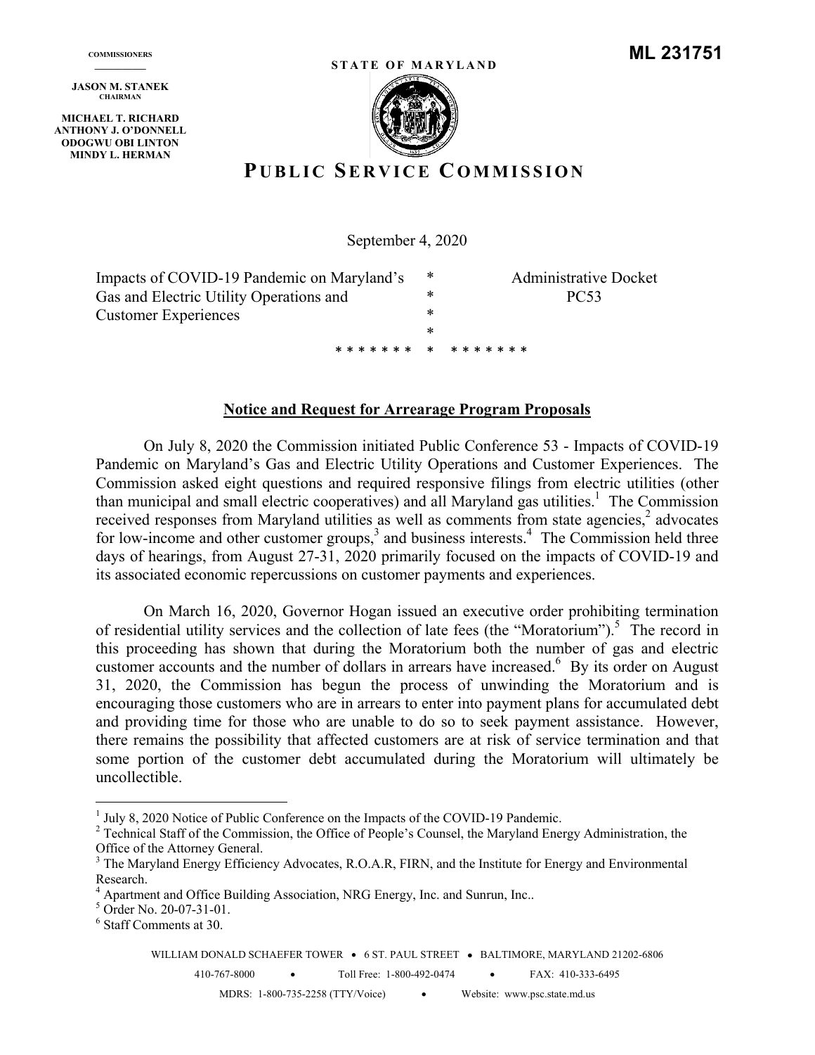**ML 231751**

COMMISSIONERS

**JASON M. STANEK**
CHAIRMAN

**MICHAEL T. RICHARD**
**ANTHONY J. O'DONNELL**
**ODOGWU OBI LINTON**
**MINDY L. HERMAN**

STATE OF MARYLAND

# PUBLIC SERVICE COMMISSION

September 4, 2020

| | | |
|---|---|---|
| Impacts of COVID-19 Pandemic on Maryland's Gas and Electric Utility Operations and Customer Experiences | * | Administrative Docket PC53 |

\* \* \* \* \* \* \* \* \* \* \* \* \* \* \*

**Notice and Request for Arrearage Program Proposals**

On July 8, 2020 the Commission initiated Public Conference 53 - Impacts of COVID-19 Pandemic on Maryland's Gas and Electric Utility Operations and Customer Experiences. The Commission asked eight questions and required responsive filings from electric utilities (other than municipal and small electric cooperatives) and all Maryland gas utilities.[1] The Commission received responses from Maryland utilities as well as comments from state agencies,[2] advocates for low-income and other customer groups,[3] and business interests.[4] The Commission held three days of hearings, from August 27-31, 2020 primarily focused on the impacts of COVID-19 and its associated economic repercussions on customer payments and experiences.

On March 16, 2020, Governor Hogan issued an executive order prohibiting termination of residential utility services and the collection of late fees (the "Moratorium").[5] The record in this proceeding has shown that during the Moratorium both the number of gas and electric customer accounts and the number of dollars in arrears have increased.[6] By its order on August 31, 2020, the Commission has begun the process of unwinding the Moratorium and is encouraging those customers who are in arrears to enter into payment plans for accumulated debt and providing time for those who are unable to do so to seek payment assistance. However, there remains the possibility that affected customers are at risk of service termination and that some portion of the customer debt accumulated during the Moratorium will ultimately be uncollectible.

---

[1] July 8, 2020 Notice of Public Conference on the Impacts of the COVID-19 Pandemic.
[2] Technical Staff of the Commission, the Office of People's Counsel, the Maryland Energy Administration, the Office of the Attorney General.
[3] The Maryland Energy Efficiency Advocates, R.O.A.R, FIRN, and the Institute for Energy and Environmental Research.
[4] Apartment and Office Building Association, NRG Energy, Inc. and Sunrun, Inc..
[5] Order No. 20-07-31-01.
[6] Staff Comments at 30.

WILLIAM DONALD SCHAEFER TOWER • 6 ST. PAUL STREET • BALTIMORE, MARYLAND 21202-6806
410-767-8000 • Toll Free: 1-800-492-0474 • FAX: 410-333-6495
MDRS: 1-800-735-2258 (TTY/Voice) • Website: www.psc.state.md.us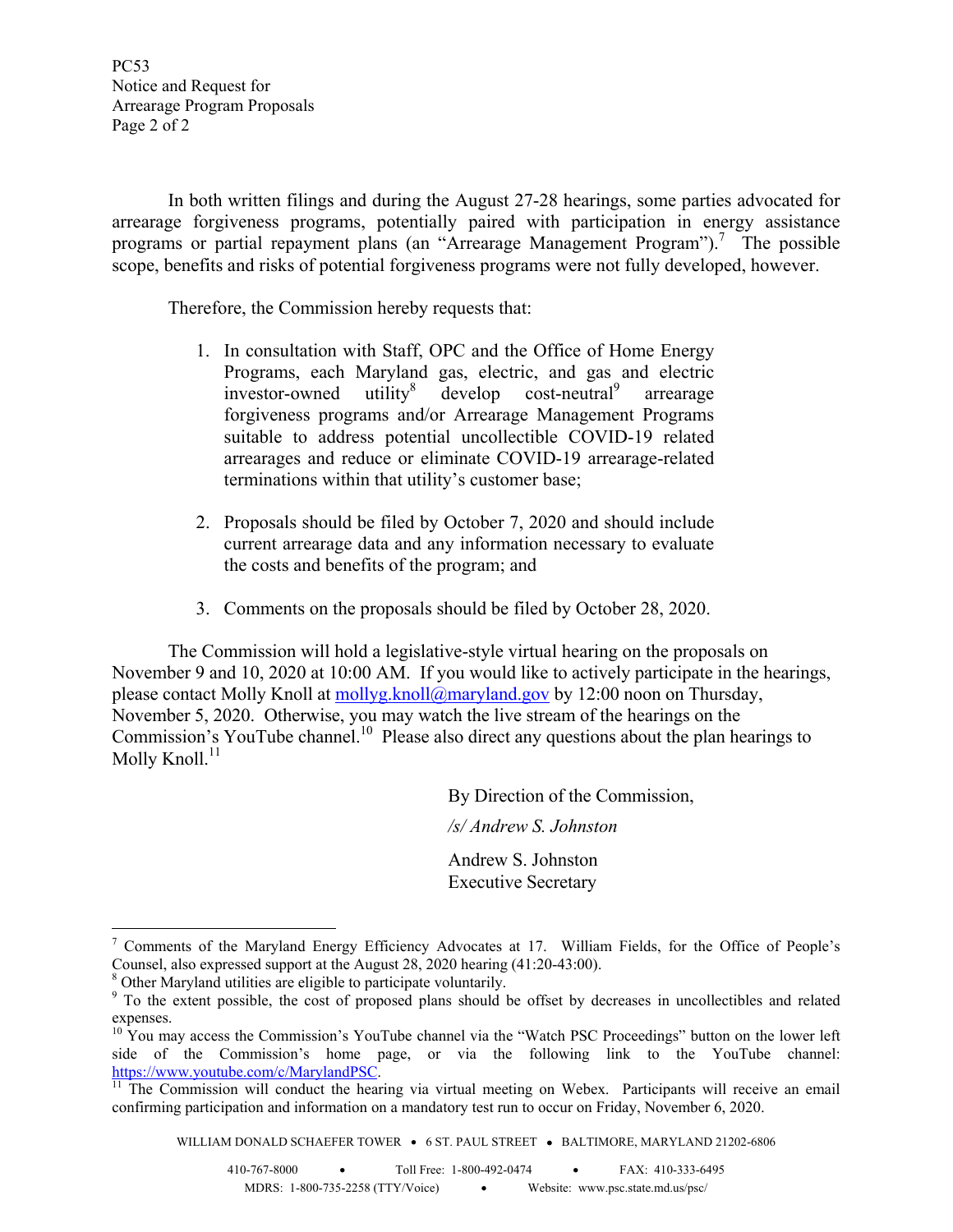In both written filings and during the August 27-28 hearings, some parties advocated for arrearage forgiveness programs, potentially paired with participation in energy assistance programs or partial repayment plans (an "Arrearage Management Program").[7] The possible scope, benefits and risks of potential forgiveness programs were not fully developed, however.

Therefore, the Commission hereby requests that:

1. In consultation with Staff, OPC and the Office of Home Energy Programs, each Maryland gas, electric, and gas and electric investor-owned utility[8] develop cost-neutral[9] arrearage forgiveness programs and/or Arrearage Management Programs suitable to address potential uncollectible COVID-19 related arrearages and reduce or eliminate COVID-19 arrearage-related terminations within that utility's customer base;

2. Proposals should be filed by October 7, 2020 and should include current arrearage data and any information necessary to evaluate the costs and benefits of the program; and

3. Comments on the proposals should be filed by October 28, 2020.

The Commission will hold a legislative-style virtual hearing on the proposals on November 9 and 10, 2020 at 10:00 AM. If you would like to actively participate in the hearings, please contact Molly Knoll at mollyg.knoll@maryland.gov by 12:00 noon on Thursday, November 5, 2020. Otherwise, you may watch the live stream of the hearings on the Commission's YouTube channel.[10] Please also direct any questions about the plan hearings to Molly Knoll.[11]

By Direction of the Commission,

*/s/ Andrew S. Johnston*

Andrew S. Johnston
Executive Secretary

---

[7] Comments of the Maryland Energy Efficiency Advocates at 17. William Fields, for the Office of People's Counsel, also expressed support at the August 28, 2020 hearing (41:20-43:00).

[8] Other Maryland utilities are eligible to participate voluntarily.

[9] To the extent possible, the cost of proposed plans should be offset by decreases in uncollectibles and related expenses.

[10] You may access the Commission's YouTube channel via the "Watch PSC Proceedings" button on the lower left side of the Commission's home page, or via the following link to the YouTube channel: https://www.youtube.com/c/MarylandPSC.

[11] The Commission will conduct the hearing via virtual meeting on Webex. Participants will receive an email confirming participation and information on a mandatory test run to occur on Friday, November 6, 2020.